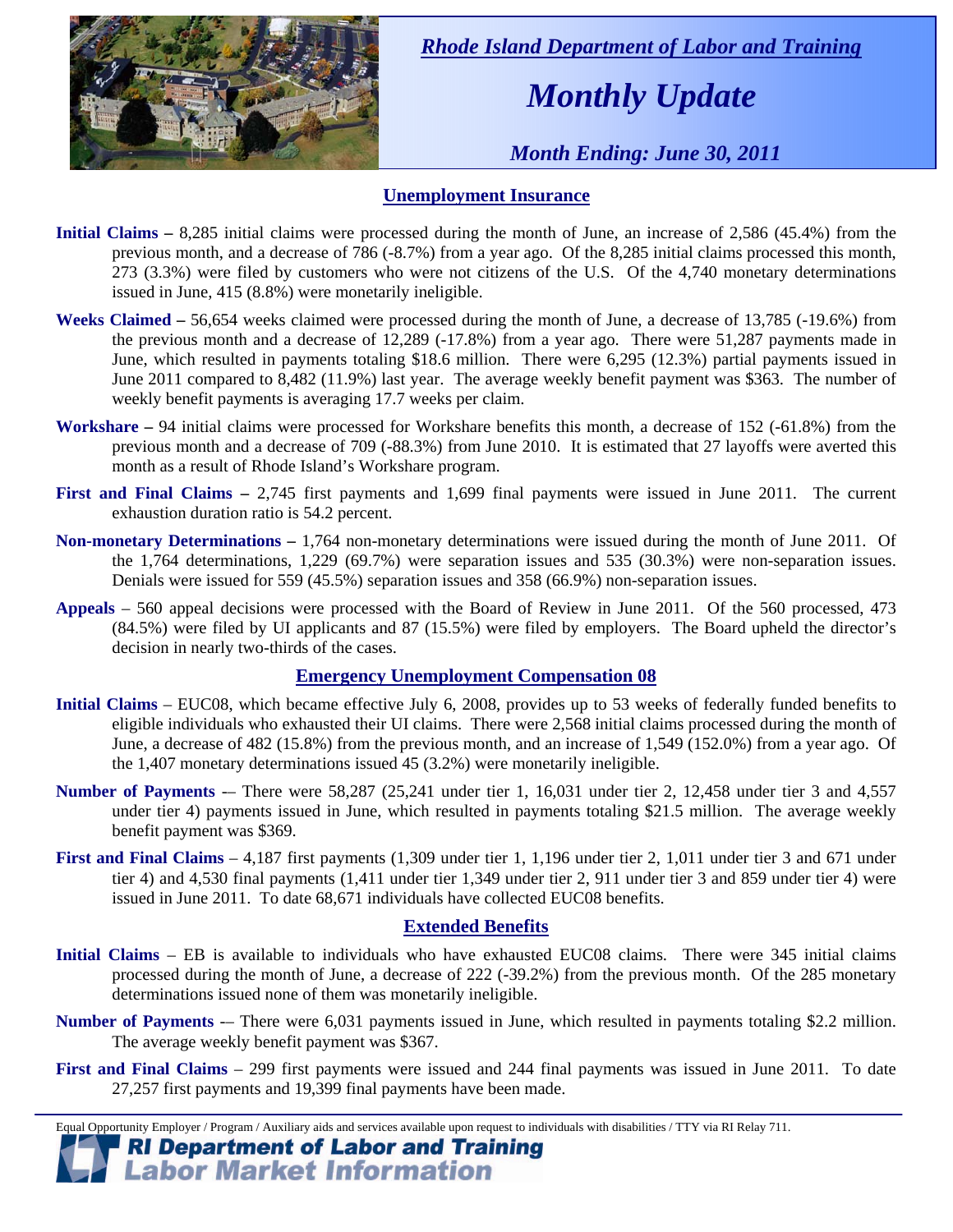*Rhode Island Department of Labor and Training*

# *Monthly Update*

*Month Ending: June 30, 2011*

## Unemployment Insurance

**Initial Claims –** 8,285 initial claims were processed during the month of June, an increase of 2,586 (45.4%) from the previous month, and a decrease of 786 (-8.7%) from a year ago. Of the 8,285 initial claims processed this month, 273 (3.3%) were filed by customers who were not citizens of the U.S. Of the 4,740 monetary determinations issued in June, 415 (8.8%) were monetarily ineligible.

**Weeks Claimed –** 56,654 weeks claimed were processed during the month of June, a decrease of 13,785 (-19.6%) from the previous month and a decrease of 12,289 (-17.8%) from a year ago. There were 51,287 payments made in June, which resulted in payments totaling $18.6 million. There were 6,295 (12.3%) partial payments issued in June 2011 compared to 8,482 (11.9%) last year. The average weekly benefit payment was $363. The number of weekly benefit payments is averaging 17.7 weeks per claim.

**Workshare –** 94 initial claims were processed for Workshare benefits this month, a decrease of 152 (-61.8%) from the previous month and a decrease of 709 (-88.3%) from June 2010. It is estimated that 27 layoffs were averted this month as a result of Rhode Island's Workshare program.

**First and Final Claims –** 2,745 first payments and 1,699 final payments were issued in June 2011. The current exhaustion duration ratio is 54.2 percent.

**Non-monetary Determinations –** 1,764 non-monetary determinations were issued during the month of June 2011. Of the 1,764 determinations, 1,229 (69.7%) were separation issues and 535 (30.3%) were non-separation issues. Denials were issued for 559 (45.5%) separation issues and 358 (66.9%) non-separation issues.

**Appeals** – 560 appeal decisions were processed with the Board of Review in June 2011. Of the 560 processed, 473 (84.5%) were filed by UI applicants and 87 (15.5%) were filed by employers. The Board upheld the director's decision in nearly two-thirds of the cases.

## Emergency Unemployment Compensation 08

**Initial Claims** – EUC08, which became effective July 6, 2008, provides up to 53 weeks of federally funded benefits to eligible individuals who exhausted their UI claims. There were 2,568 initial claims processed during the month of June, a decrease of 482 (15.8%) from the previous month, and an increase of 1,549 (152.0%) from a year ago. Of the 1,407 monetary determinations issued 45 (3.2%) were monetarily ineligible.

**Number of Payments** -– There were 58,287 (25,241 under tier 1, 16,031 under tier 2, 12,458 under tier 3 and 4,557 under tier 4) payments issued in June, which resulted in payments totaling $21.5 million. The average weekly benefit payment was $369.

**First and Final Claims** – 4,187 first payments (1,309 under tier 1, 1,196 under tier 2, 1,011 under tier 3 and 671 under tier 4) and 4,530 final payments (1,411 under tier 1,349 under tier 2, 911 under tier 3 and 859 under tier 4) were issued in June 2011. To date 68,671 individuals have collected EUC08 benefits.

## Extended Benefits

**Initial Claims** – EB is available to individuals who have exhausted EUC08 claims. There were 345 initial claims processed during the month of June, a decrease of 222 (-39.2%) from the previous month. Of the 285 monetary determinations issued none of them was monetarily ineligible.

**Number of Payments** -– There were 6,031 payments issued in June, which resulted in payments totaling $2.2 million. The average weekly benefit payment was $367.

**First and Final Claims** – 299 first payments were issued and 244 final payments was issued in June 2011. To date 27,257 first payments and 19,399 final payments have been made.

Equal Opportunity Employer / Program / Auxiliary aids and services available upon request to individuals with disabilities / TTY via RI Relay 711.

**RI Department of Labor and Training**
**Labor Market Information**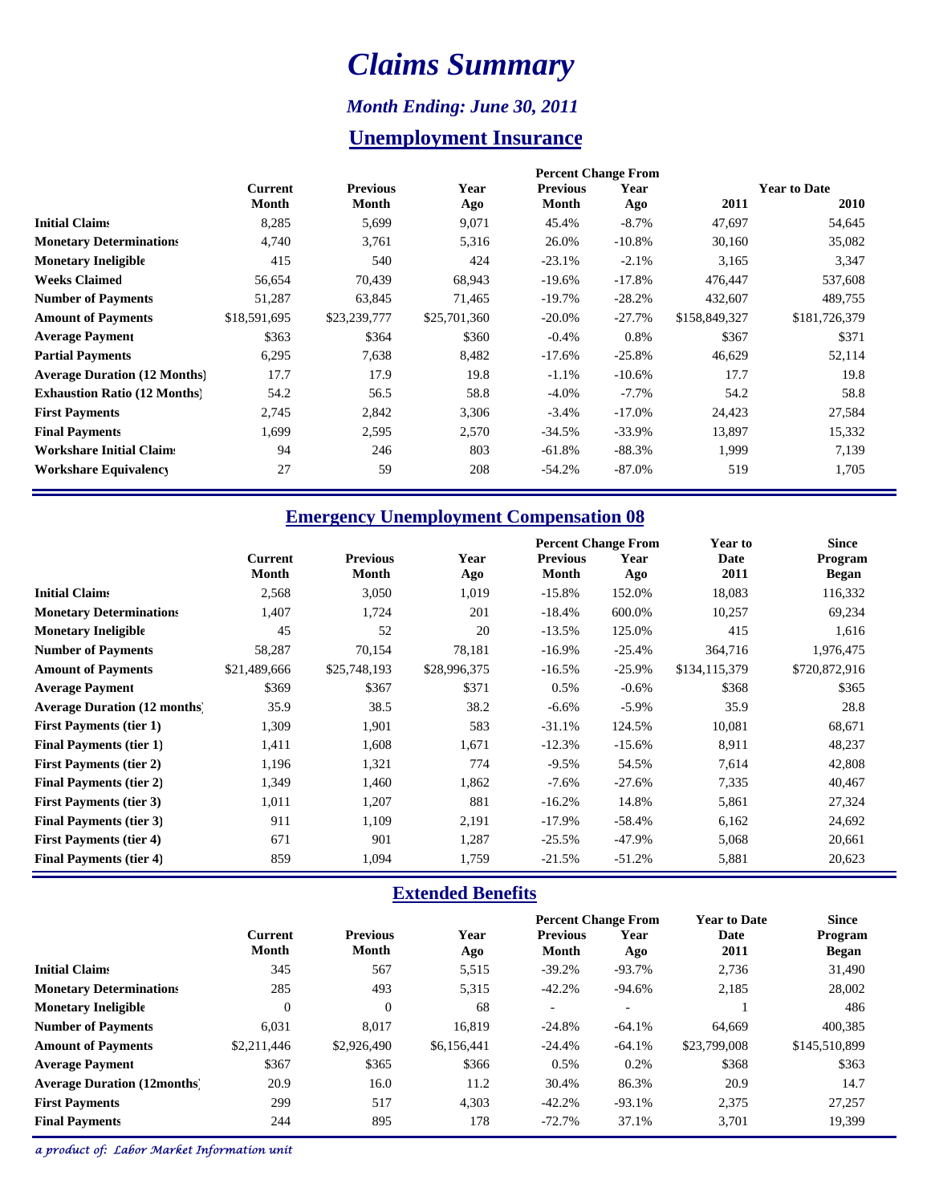# *Claims Summary*

## *Month Ending: June 30, 2011*

## Unemployment Insurance

| | Current Month | Previous Month | Year Ago | Percent Change From Previous Month | Percent Change From Year Ago | Year to Date 2011 | Year to Date 2010 |
|---|---|---|---|---|---|---|---|
| **Initial Claims** | 8,285 | 5,699 | 9,071 | 45.4% | -8.7% | 47,697 | 54,645 |
| **Monetary Determinations** | 4,740 | 3,761 | 5,316 | 26.0% | -10.8% | 30,160 | 35,082 |
| **Monetary Ineligible** | 415 | 540 | 424 | -23.1% | -2.1% | 3,165 | 3,347 |
| **Weeks Claimed** | 56,654 | 70,439 | 68,943 | -19.6% | -17.8% | 476,447 | 537,608 |
| **Number of Payments** | 51,287 | 63,845 | 71,465 | -19.7% | -28.2% | 432,607 | 489,755 |
| **Amount of Payments** | $18,591,695 | $23,239,777 | $25,701,360 | -20.0% | -27.7% | $158,849,327 | $181,726,379 |
| **Average Payment** | $363 | $364 | $360 | -0.4% | 0.8% | $367 | $371 |
| **Partial Payments** | 6,295 | 7,638 | 8,482 | -17.6% | -25.8% | 46,629 | 52,114 |
| **Average Duration (12 Months)** | 17.7 | 17.9 | 19.8 | -1.1% | -10.6% | 17.7 | 19.8 |
| **Exhaustion Ratio (12 Months)** | 54.2 | 56.5 | 58.8 | -4.0% | -7.7% | 54.2 | 58.8 |
| **First Payments** | 2,745 | 2,842 | 3,306 | -3.4% | -17.0% | 24,423 | 27,584 |
| **Final Payments** | 1,699 | 2,595 | 2,570 | -34.5% | -33.9% | 13,897 | 15,332 |
| **Workshare Initial Claims** | 94 | 246 | 803 | -61.8% | -88.3% | 1,999 | 7,139 |
| **Workshare Equivalency** | 27 | 59 | 208 | -54.2% | -87.0% | 519 | 1,705 |

## Emergency Unemployment Compensation 08

| | Current Month | Previous Month | Year Ago | Percent Change From Previous Month | Percent Change From Year Ago | Year to Date 2011 | Since Program Began |
|---|---|---|---|---|---|---|---|
| **Initial Claims** | 2,568 | 3,050 | 1,019 | -15.8% | 152.0% | 18,083 | 116,332 |
| **Monetary Determinations** | 1,407 | 1,724 | 201 | -18.4% | 600.0% | 10,257 | 69,234 |
| **Monetary Ineligible** | 45 | 52 | 20 | -13.5% | 125.0% | 415 | 1,616 |
| **Number of Payments** | 58,287 | 70,154 | 78,181 | -16.9% | -25.4% | 364,716 | 1,976,475 |
| **Amount of Payments** | $21,489,666 | $25,748,193 | $28,996,375 | -16.5% | -25.9% | $134,115,379 | $720,872,916 |
| **Average Payment** | $369 | $367 | $371 | 0.5% | -0.6% | $368 | $365 |
| **Average Duration (12 months)** | 35.9 | 38.5 | 38.2 | -6.6% | -5.9% | 35.9 | 28.8 |
| **First Payments (tier 1)** | 1,309 | 1,901 | 583 | -31.1% | 124.5% | 10,081 | 68,671 |
| **Final Payments (tier 1)** | 1,411 | 1,608 | 1,671 | -12.3% | -15.6% | 8,911 | 48,237 |
| **First Payments (tier 2)** | 1,196 | 1,321 | 774 | -9.5% | 54.5% | 7,614 | 42,808 |
| **Final Payments (tier 2)** | 1,349 | 1,460 | 1,862 | -7.6% | -27.6% | 7,335 | 40,467 |
| **First Payments (tier 3)** | 1,011 | 1,207 | 881 | -16.2% | 14.8% | 5,861 | 27,324 |
| **Final Payments (tier 3)** | 911 | 1,109 | 2,191 | -17.9% | -58.4% | 6,162 | 24,692 |
| **First Payments (tier 4)** | 671 | 901 | 1,287 | -25.5% | -47.9% | 5,068 | 20,661 |
| **Final Payments (tier 4)** | 859 | 1,094 | 1,759 | -21.5% | -51.2% | 5,881 | 20,623 |

## Extended Benefits

| | Current Month | Previous Month | Year Ago | Percent Change From Previous Month | Percent Change From Year Ago | Year to Date 2011 | Since Program Began |
|---|---|---|---|---|---|---|---|
| **Initial Claims** | 345 | 567 | 5,515 | -39.2% | -93.7% | 2,736 | 31,490 |
| **Monetary Determinations** | 285 | 493 | 5,315 | -42.2% | -94.6% | 2,185 | 28,002 |
| **Monetary Ineligible** | 0 | 0 | 68 | - | - | 1 | 486 |
| **Number of Payments** | 6,031 | 8,017 | 16,819 | -24.8% | -64.1% | 64,669 | 400,385 |
| **Amount of Payments** | $2,211,446 | $2,926,490 | $6,156,441 | -24.4% | -64.1% | $23,799,008 | $145,510,899 |
| **Average Payment** | $367 | $365 | $366 | 0.5% | 0.2% | $368 | $363 |
| **Average Duration (12months)** | 20.9 | 16.0 | 11.2 | 30.4% | 86.3% | 20.9 | 14.7 |
| **First Payments** | 299 | 517 | 4,303 | -42.2% | -93.1% | 2,375 | 27,257 |
| **Final Payments** | 244 | 895 | 178 | -72.7% | 37.1% | 3,701 | 19,399 |

*a product of: Labor Market Information unit*